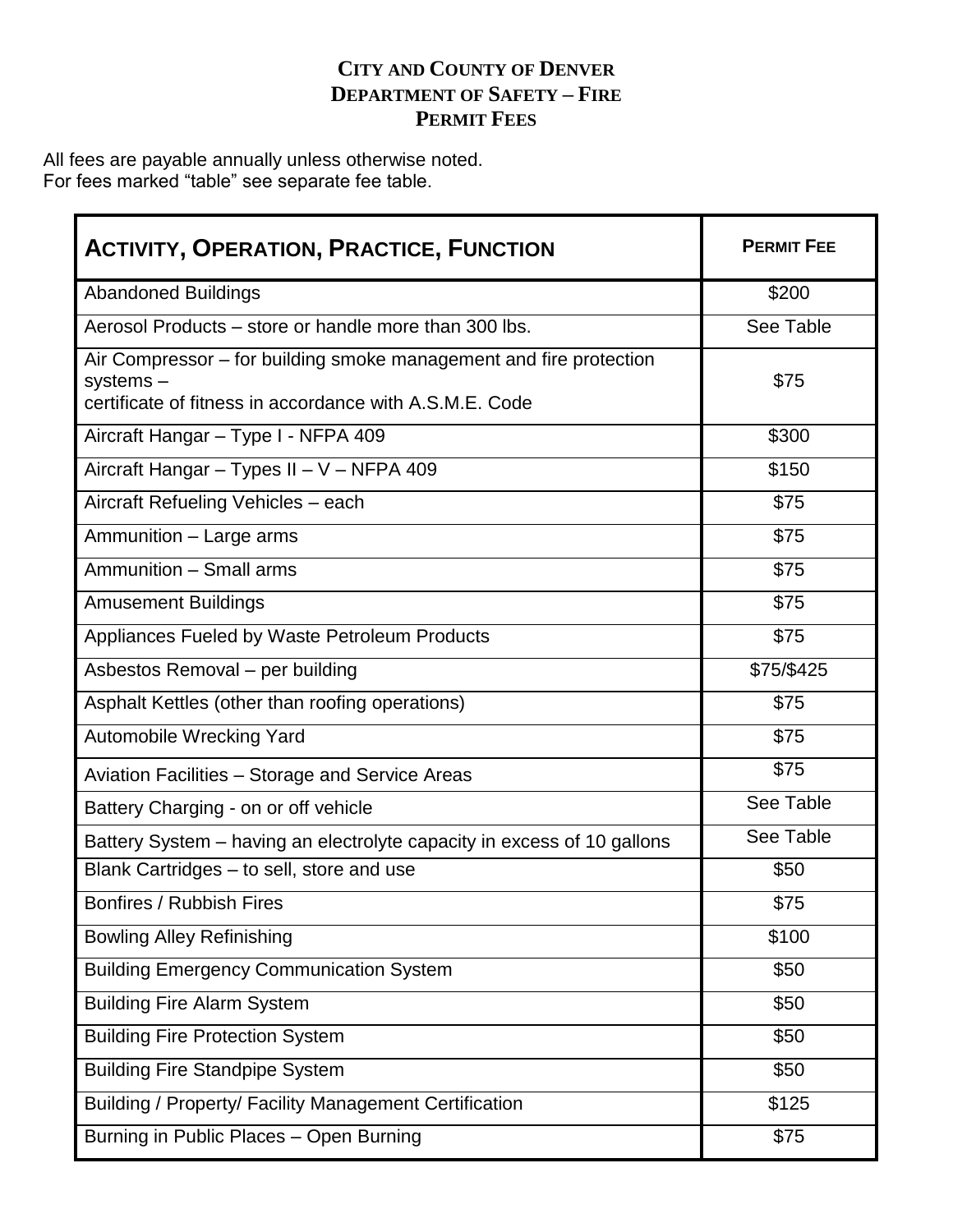# CITY AND COUNTY OF DENVER
## DEPARTMENT OF SAFETY – FIRE
## PERMIT FEES

All fees are payable annually unless otherwise noted.
For fees marked "table" see separate fee table.

| ACTIVITY, OPERATION, PRACTICE, FUNCTION | PERMIT FEE |
|---|---|
| Abandoned Buildings | $200 |
| Aerosol Products – store or handle more than 300 lbs. | See Table |
| Air Compressor – for building smoke management and fire protection systems – certificate of fitness in accordance with A.S.M.E. Code | $75 |
| Aircraft Hangar – Type I - NFPA 409 | $300 |
| Aircraft Hangar – Types II – V – NFPA 409 | $150 |
| Aircraft Refueling Vehicles – each | $75 |
| Ammunition – Large arms | $75 |
| Ammunition – Small arms | $75 |
| Amusement Buildings | $75 |
| Appliances Fueled by Waste Petroleum Products | $75 |
| Asbestos Removal – per building | $75/$425 |
| Asphalt Kettles (other than roofing operations) | $75 |
| Automobile Wrecking Yard | $75 |
| Aviation Facilities – Storage and Service Areas | $75 |
| Battery Charging - on or off vehicle | See Table |
| Battery System – having an electrolyte capacity in excess of 10 gallons | See Table |
| Blank Cartridges – to sell, store and use | $50 |
| Bonfires / Rubbish Fires | $75 |
| Bowling Alley Refinishing | $100 |
| Building Emergency Communication System | $50 |
| Building Fire Alarm System | $50 |
| Building Fire Protection System | $50 |
| Building Fire Standpipe System | $50 |
| Building / Property/ Facility Management Certification | $125 |
| Burning in Public Places – Open Burning | $75 |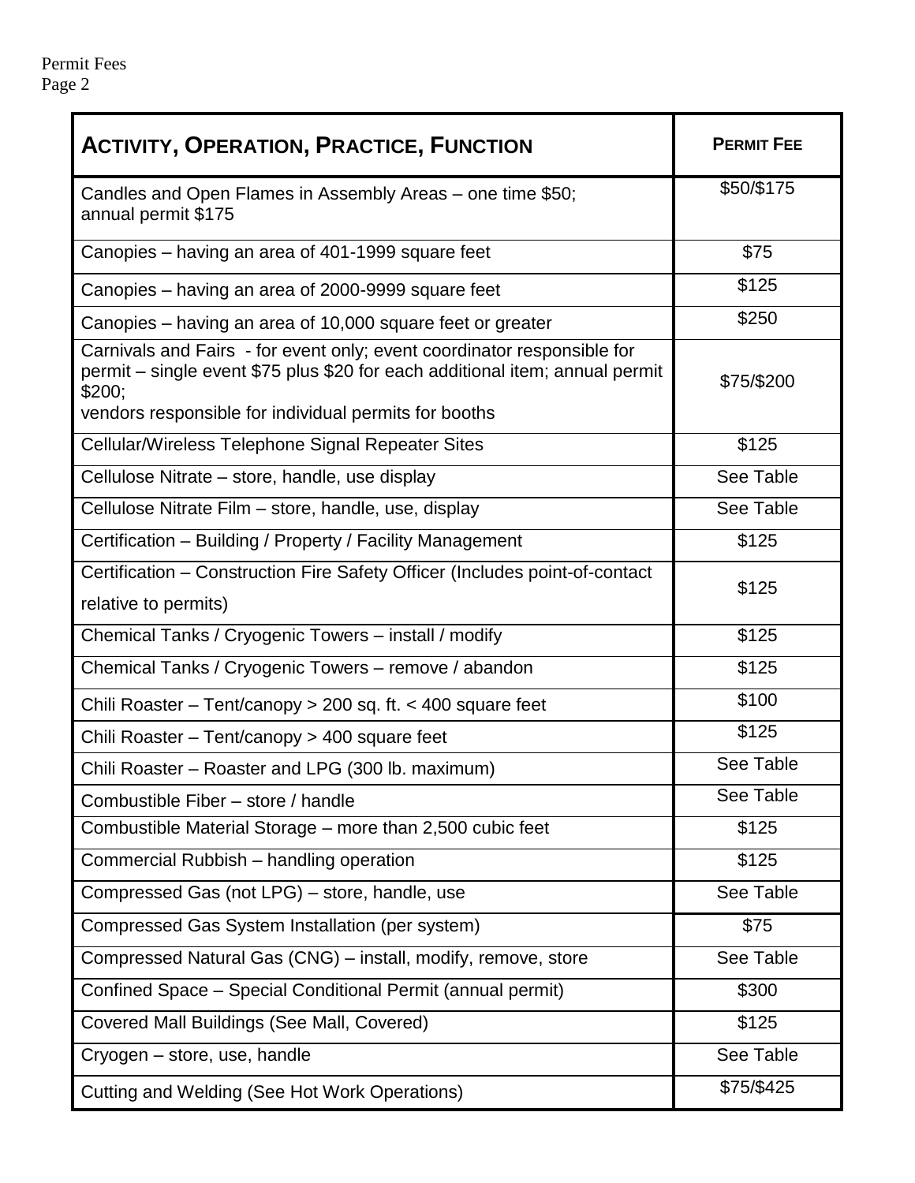| ACTIVITY, OPERATION, PRACTICE, FUNCTION | PERMIT FEE |
|---|---|
| Candles and Open Flames in Assembly Areas – one time $50; annual permit $175 | $50/$175 |
| Canopies – having an area of 401-1999 square feet | $75 |
| Canopies – having an area of 2000-9999 square feet | $125 |
| Canopies – having an area of 10,000 square feet or greater | $250 |
| Carnivals and Fairs - for event only; event coordinator responsible for permit – single event $75 plus $20 for each additional item; annual permit $200; vendors responsible for individual permits for booths | $75/$200 |
| Cellular/Wireless Telephone Signal Repeater Sites | $125 |
| Cellulose Nitrate – store, handle, use display | See Table |
| Cellulose Nitrate Film – store, handle, use, display | See Table |
| Certification – Building / Property / Facility Management | $125 |
| Certification – Construction Fire Safety Officer (Includes point-of-contact relative to permits) | $125 |
| Chemical Tanks / Cryogenic Towers – install / modify | $125 |
| Chemical Tanks / Cryogenic Towers – remove / abandon | $125 |
| Chili Roaster – Tent/canopy > 200 sq. ft. < 400 square feet | $100 |
| Chili Roaster – Tent/canopy > 400 square feet | $125 |
| Chili Roaster – Roaster and LPG (300 lb. maximum) | See Table |
| Combustible Fiber – store / handle | See Table |
| Combustible Material Storage – more than 2,500 cubic feet | $125 |
| Commercial Rubbish – handling operation | $125 |
| Compressed Gas (not LPG) – store, handle, use | See Table |
| Compressed Gas System Installation (per system) | $75 |
| Compressed Natural Gas (CNG) – install, modify, remove, store | See Table |
| Confined Space – Special Conditional Permit (annual permit) | $300 |
| Covered Mall Buildings (See Mall, Covered) | $125 |
| Cryogen – store, use, handle | See Table |
| Cutting and Welding (See Hot Work Operations) | $75/$425 |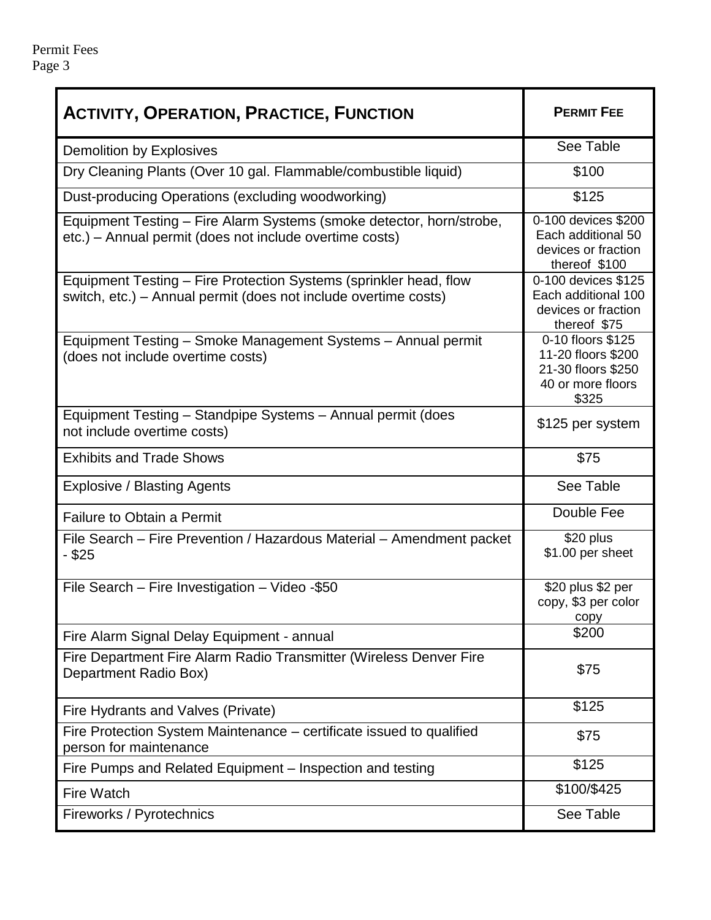| **ACTIVITY, OPERATION, PRACTICE, FUNCTION** | **PERMIT FEE** |
|---|---|
| Demolition by Explosives | See Table |
| Dry Cleaning Plants (Over 10 gal. Flammable/combustible liquid) | $100 |
| Dust-producing Operations (excluding woodworking) | $125 |
| Equipment Testing – Fire Alarm Systems (smoke detector, horn/strobe, etc.) – Annual permit (does not include overtime costs) | 0-100 devices $200<br>Each additional 50 devices or fraction thereof $100 |
| Equipment Testing – Fire Protection Systems (sprinkler head, flow switch, etc.) – Annual permit (does not include overtime costs) | 0-100 devices $125<br>Each additional 100 devices or fraction thereof $75 |
| Equipment Testing – Smoke Management Systems – Annual permit (does not include overtime costs) | 0-10 floors $125<br>11-20 floors $200<br>21-30 floors $250<br>40 or more floors $325 |
| Equipment Testing – Standpipe Systems – Annual permit (does not include overtime costs) | $125 per system |
| Exhibits and Trade Shows | $75 |
| Explosive / Blasting Agents | See Table |
| Failure to Obtain a Permit | Double Fee |
| File Search – Fire Prevention / Hazardous Material – Amendment packet - $25 | $20 plus $1.00 per sheet |
| File Search – Fire Investigation – Video -$50 | $20 plus $2 per copy, $3 per color copy |
| Fire Alarm Signal Delay Equipment - annual | $200 |
| Fire Department Fire Alarm Radio Transmitter (Wireless Denver Fire Department Radio Box) | $75 |
| Fire Hydrants and Valves (Private) | $125 |
| Fire Protection System Maintenance – certificate issued to qualified person for maintenance | $75 |
| Fire Pumps and Related Equipment – Inspection and testing | $125 |
| Fire Watch | $100/$425 |
| Fireworks / Pyrotechnics | See Table |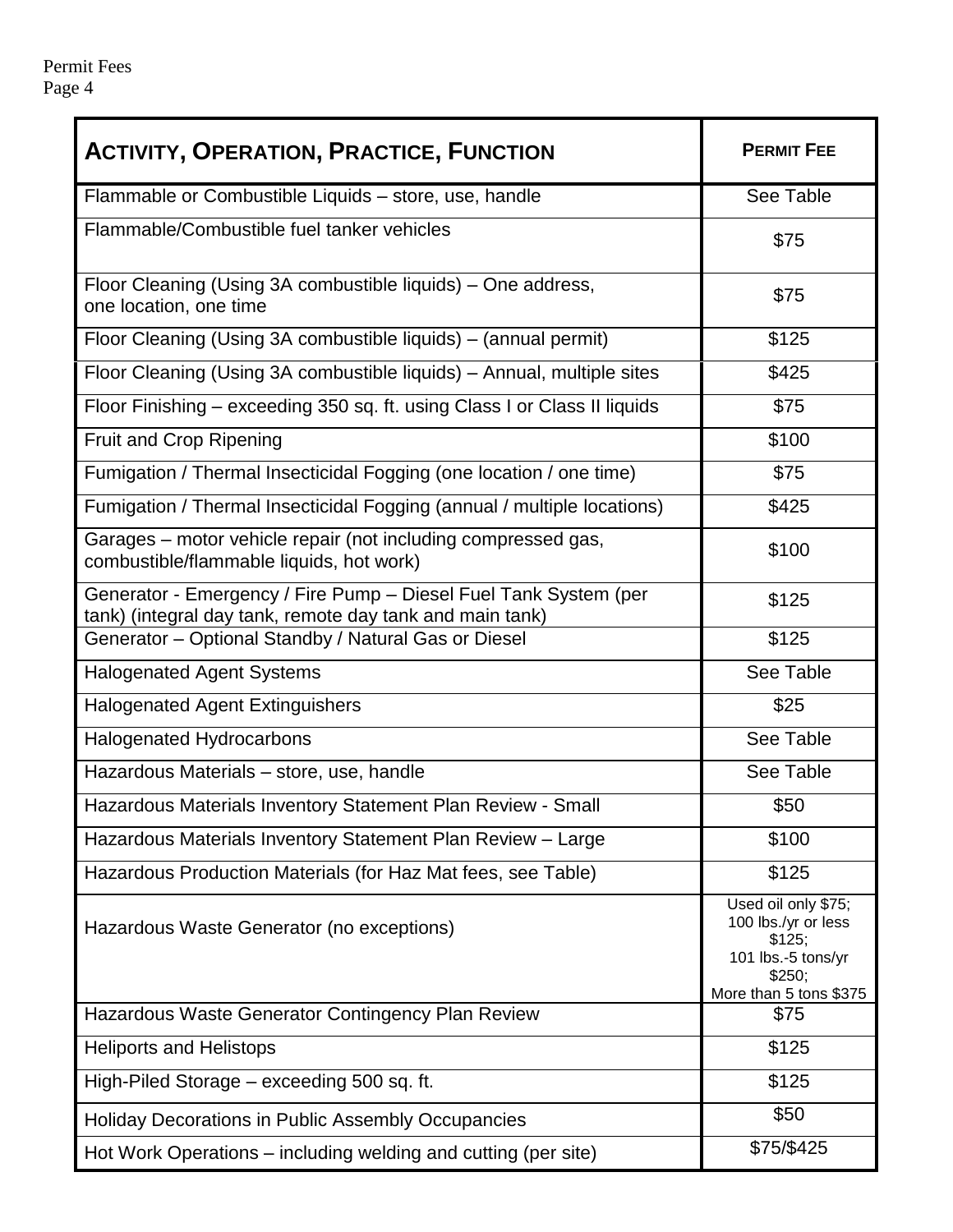| ACTIVITY, OPERATION, PRACTICE, FUNCTION | PERMIT FEE |
|---|---|
| Flammable or Combustible Liquids – store, use, handle | See Table |
| Flammable/Combustible fuel tanker vehicles | $75 |
| Floor Cleaning (Using 3A combustible liquids) – One address, one location, one time | $75 |
| Floor Cleaning (Using 3A combustible liquids) – (annual permit) | $125 |
| Floor Cleaning (Using 3A combustible liquids) – Annual, multiple sites | $425 |
| Floor Finishing – exceeding 350 sq. ft. using Class I or Class II liquids | $75 |
| Fruit and Crop Ripening | $100 |
| Fumigation / Thermal Insecticidal Fogging (one location / one time) | $75 |
| Fumigation / Thermal Insecticidal Fogging (annual / multiple locations) | $425 |
| Garages – motor vehicle repair (not including compressed gas, combustible/flammable liquids, hot work) | $100 |
| Generator - Emergency / Fire Pump – Diesel Fuel Tank System (per tank) (integral day tank, remote day tank and main tank) | $125 |
| Generator – Optional Standby / Natural Gas or Diesel | $125 |
| Halogenated Agent Systems | See Table |
| Halogenated Agent Extinguishers | $25 |
| Halogenated Hydrocarbons | See Table |
| Hazardous Materials – store, use, handle | See Table |
| Hazardous Materials Inventory Statement Plan Review - Small | $50 |
| Hazardous Materials Inventory Statement Plan Review – Large | $100 |
| Hazardous Production Materials (for Haz Mat fees, see Table) | $125 |
| Hazardous Waste Generator (no exceptions) | Used oil only $75; 100 lbs./yr or less $125; 101 lbs.-5 tons/yr $250; More than 5 tons $375 |
| Hazardous Waste Generator Contingency Plan Review | $75 |
| Heliports and Helistops | $125 |
| High-Piled Storage – exceeding 500 sq. ft. | $125 |
| Holiday Decorations in Public Assembly Occupancies | $50 |
| Hot Work Operations – including welding and cutting (per site) | $75/$425 |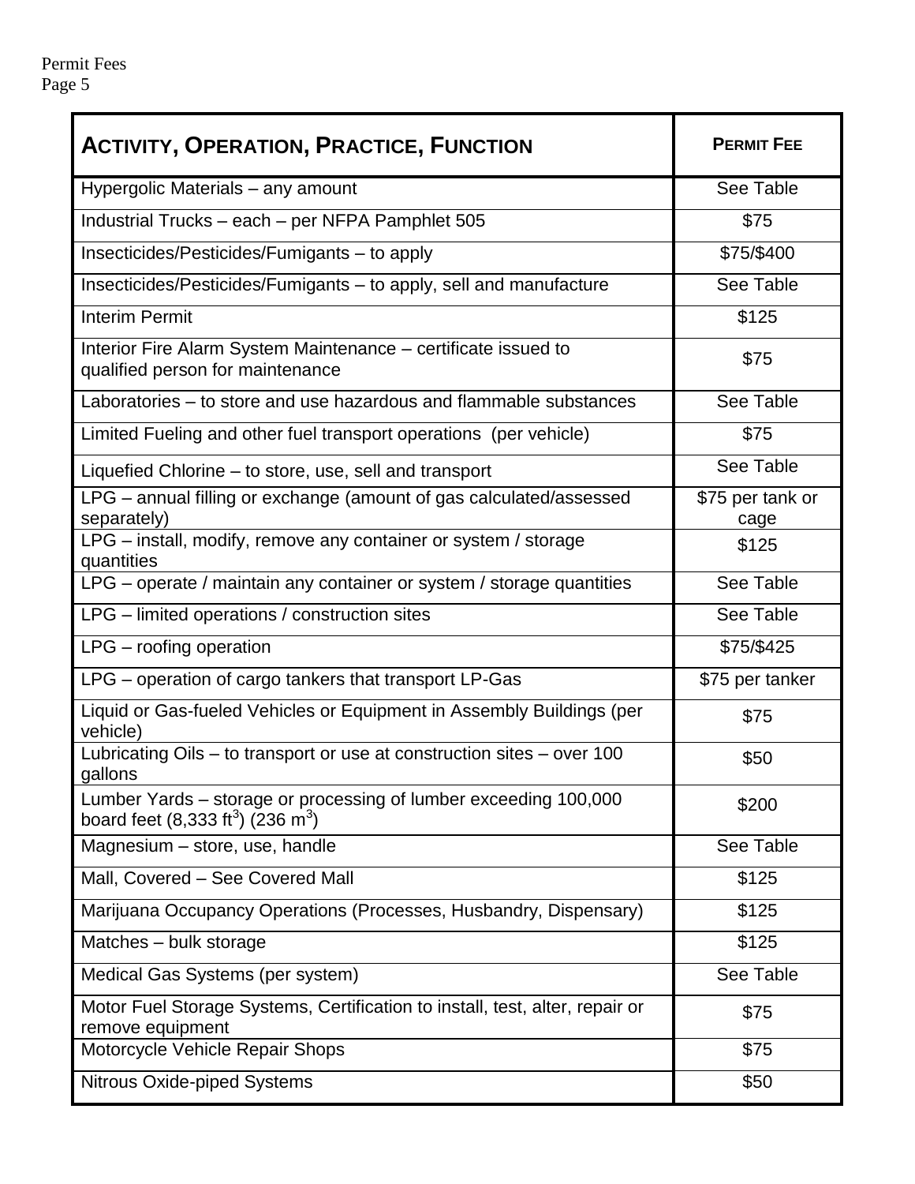| ACTIVITY, OPERATION, PRACTICE, FUNCTION | PERMIT FEE |
|---|---|
| Hypergolic Materials – any amount | See Table |
| Industrial Trucks – each – per NFPA Pamphlet 505 | $75 |
| Insecticides/Pesticides/Fumigants – to apply | $75/$400 |
| Insecticides/Pesticides/Fumigants – to apply, sell and manufacture | See Table |
| Interim Permit | $125 |
| Interior Fire Alarm System Maintenance – certificate issued to qualified person for maintenance | $75 |
| Laboratories – to store and use hazardous and flammable substances | See Table |
| Limited Fueling and other fuel transport operations (per vehicle) | $75 |
| Liquefied Chlorine – to store, use, sell and transport | See Table |
| LPG – annual filling or exchange (amount of gas calculated/assessed separately) | $75 per tank or cage |
| LPG – install, modify, remove any container or system / storage quantities | $125 |
| LPG – operate / maintain any container or system / storage quantities | See Table |
| LPG – limited operations / construction sites | See Table |
| LPG – roofing operation | $75/$425 |
| LPG – operation of cargo tankers that transport LP-Gas | $75 per tanker |
| Liquid or Gas-fueled Vehicles or Equipment in Assembly Buildings (per vehicle) | $75 |
| Lubricating Oils – to transport or use at construction sites – over 100 gallons | $50 |
| Lumber Yards – storage or processing of lumber exceeding 100,000 board feet (8,333 $ft^3$) (236 $m^3$) | $200 |
| Magnesium – store, use, handle | See Table |
| Mall, Covered – See Covered Mall | $125 |
| Marijuana Occupancy Operations (Processes, Husbandry, Dispensary) | $125 |
| Matches – bulk storage | $125 |
| Medical Gas Systems (per system) | See Table |
| Motor Fuel Storage Systems, Certification to install, test, alter, repair or remove equipment | $75 |
| Motorcycle Vehicle Repair Shops | $75 |
| Nitrous Oxide-piped Systems | $50 |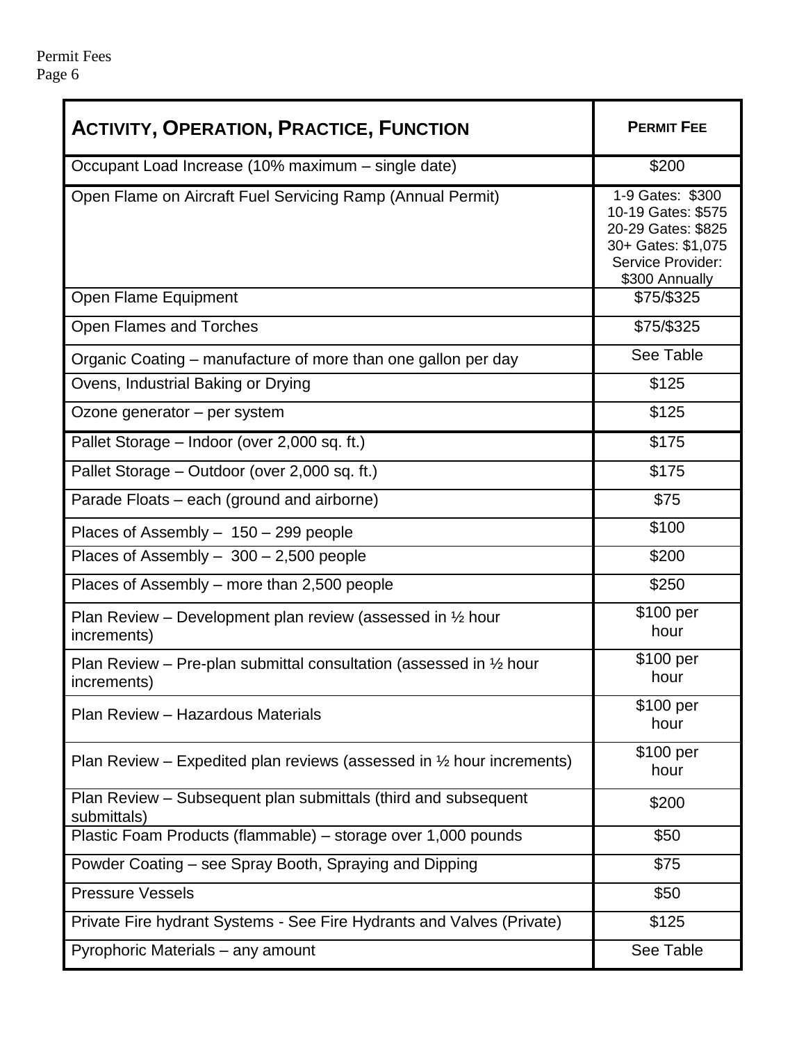| ACTIVITY, OPERATION, PRACTICE, FUNCTION | PERMIT FEE |
|---|---|
| Occupant Load Increase (10% maximum – single date) | $200 |
| Open Flame on Aircraft Fuel Servicing Ramp (Annual Permit) | 1-9 Gates: $300<br>10-19 Gates: $575<br>20-29 Gates: $825<br>30+ Gates: $1,075<br>Service Provider: $300 Annually |
| Open Flame Equipment | $75/$325 |
| Open Flames and Torches | $75/$325 |
| Organic Coating – manufacture of more than one gallon per day | See Table |
| Ovens, Industrial Baking or Drying | $125 |
| Ozone generator – per system | $125 |
| Pallet Storage – Indoor (over 2,000 sq. ft.) | $175 |
| Pallet Storage – Outdoor (over 2,000 sq. ft.) | $175 |
| Parade Floats – each (ground and airborne) | $75 |
| Places of Assembly – 150 – 299 people | $100 |
| Places of Assembly – 300 – 2,500 people | $200 |
| Places of Assembly – more than 2,500 people | $250 |
| Plan Review – Development plan review (assessed in ½ hour increments) | $100 per hour |
| Plan Review – Pre-plan submittal consultation (assessed in ½ hour increments) | $100 per hour |
| Plan Review – Hazardous Materials | $100 per hour |
| Plan Review – Expedited plan reviews (assessed in ½ hour increments) | $100 per hour |
| Plan Review – Subsequent plan submittals (third and subsequent submittals) | $200 |
| Plastic Foam Products (flammable) – storage over 1,000 pounds | $50 |
| Powder Coating – see Spray Booth, Spraying and Dipping | $75 |
| Pressure Vessels | $50 |
| Private Fire hydrant Systems - See Fire Hydrants and Valves (Private) | $125 |
| Pyrophoric Materials – any amount | See Table |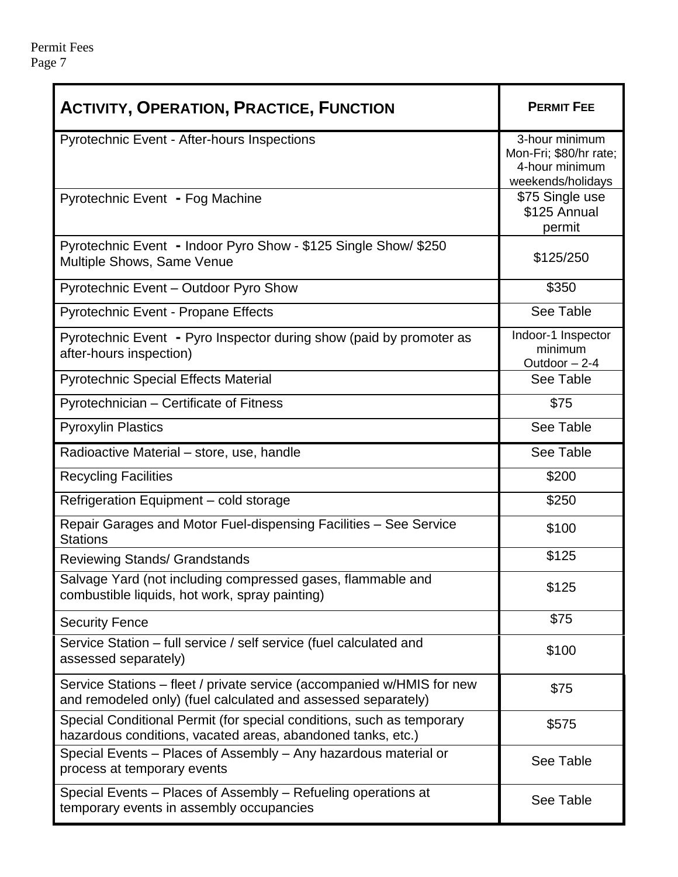| ACTIVITY, OPERATION, PRACTICE, FUNCTION | PERMIT FEE |
|---|---|
| Pyrotechnic Event - After-hours Inspections | 3-hour minimum Mon-Fri; $80/hr rate; 4-hour minimum weekends/holidays |
| Pyrotechnic Event - Fog Machine | $75 Single use $125 Annual permit |
| Pyrotechnic Event - Indoor Pyro Show - $125 Single Show/ $250 Multiple Shows, Same Venue | $125/250 |
| Pyrotechnic Event – Outdoor Pyro Show | $350 |
| Pyrotechnic Event - Propane Effects | See Table |
| Pyrotechnic Event - Pyro Inspector during show (paid by promoter as after-hours inspection) | Indoor-1 Inspector minimum Outdoor – 2-4 |
| Pyrotechnic Special Effects Material | See Table |
| Pyrotechnician – Certificate of Fitness | $75 |
| Pyroxylin Plastics | See Table |
| Radioactive Material – store, use, handle | See Table |
| Recycling Facilities | $200 |
| Refrigeration Equipment – cold storage | $250 |
| Repair Garages and Motor Fuel-dispensing Facilities – See Service Stations | $100 |
| Reviewing Stands/ Grandstands | $125 |
| Salvage Yard (not including compressed gases, flammable and combustible liquids, hot work, spray painting) | $125 |
| Security Fence | $75 |
| Service Station – full service / self service (fuel calculated and assessed separately) | $100 |
| Service Stations – fleet / private service (accompanied w/HMIS for new and remodeled only) (fuel calculated and assessed separately) | $75 |
| Special Conditional Permit (for special conditions, such as temporary hazardous conditions, vacated areas, abandoned tanks, etc.) | $575 |
| Special Events – Places of Assembly – Any hazardous material or process at temporary events | See Table |
| Special Events – Places of Assembly – Refueling operations at temporary events in assembly occupancies | See Table |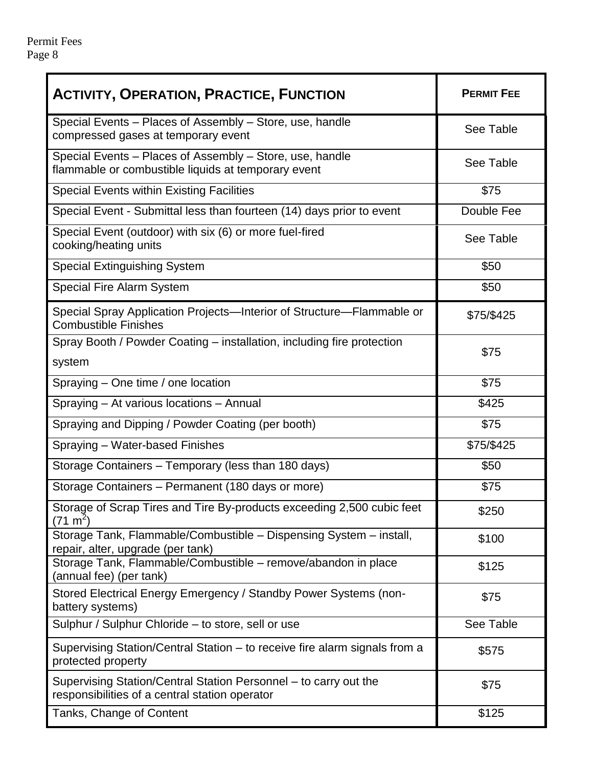| Activity, Operation, Practice, Function | Permit Fee |
|---|---|
| Special Events – Places of Assembly – Store, use, handle compressed gases at temporary event | See Table |
| Special Events – Places of Assembly – Store, use, handle flammable or combustible liquids at temporary event | See Table |
| Special Events within Existing Facilities | $75 |
| Special Event - Submittal less than fourteen (14) days prior to event | Double Fee |
| Special Event (outdoor) with six (6) or more fuel-fired cooking/heating units | See Table |
| Special Extinguishing System | $50 |
| Special Fire Alarm System | $50 |
| Special Spray Application Projects—Interior of Structure—Flammable or Combustible Finishes | $75/$425 |
| Spray Booth / Powder Coating – installation, including fire protection system | $75 |
| Spraying – One time / one location | $75 |
| Spraying – At various locations – Annual | $425 |
| Spraying and Dipping / Powder Coating (per booth) | $75 |
| Spraying – Water-based Finishes | $75/$425 |
| Storage Containers – Temporary (less than 180 days) | $50 |
| Storage Containers – Permanent (180 days or more) | $75 |
| Storage of Scrap Tires and Tire By-products exceeding 2,500 cubic feet (71 $m^2$) | $250 |
| Storage Tank, Flammable/Combustible – Dispensing System – install, repair, alter, upgrade (per tank) | $100 |
| Storage Tank, Flammable/Combustible – remove/abandon in place (annual fee) (per tank) | $125 |
| Stored Electrical Energy Emergency / Standby Power Systems (non-battery systems) | $75 |
| Sulphur / Sulphur Chloride – to store, sell or use | See Table |
| Supervising Station/Central Station – to receive fire alarm signals from a protected property | $575 |
| Supervising Station/Central Station Personnel – to carry out the responsibilities of a central station operator | $75 |
| Tanks, Change of Content | $125 |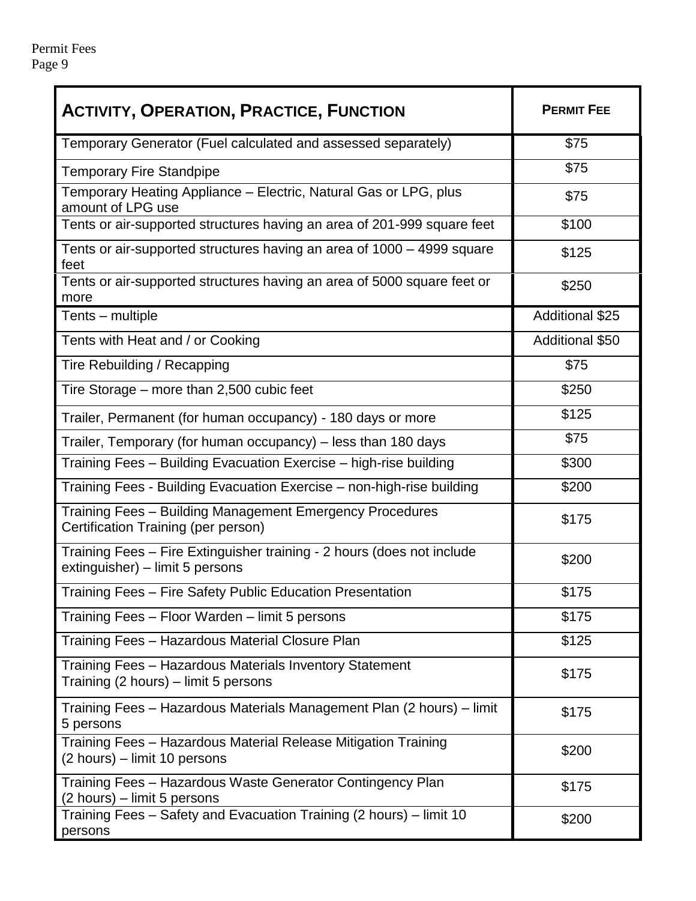| ACTIVITY, OPERATION, PRACTICE, FUNCTION | PERMIT FEE |
|---|---|
| Temporary Generator (Fuel calculated and assessed separately) | $75 |
| Temporary Fire Standpipe | $75 |
| Temporary Heating Appliance – Electric, Natural Gas or LPG, plus amount of LPG use | $75 |
| Tents or air-supported structures having an area of 201-999 square feet | $100 |
| Tents or air-supported structures having an area of 1000 – 4999 square feet | $125 |
| Tents or air-supported structures having an area of 5000 square feet or more | $250 |
| Tents – multiple | Additional $25 |
| Tents with Heat and / or Cooking | Additional $50 |
| Tire Rebuilding / Recapping | $75 |
| Tire Storage – more than 2,500 cubic feet | $250 |
| Trailer, Permanent (for human occupancy) - 180 days or more | $125 |
| Trailer, Temporary (for human occupancy) – less than 180 days | $75 |
| Training Fees – Building Evacuation Exercise – high-rise building | $300 |
| Training Fees - Building Evacuation Exercise – non-high-rise building | $200 |
| Training Fees – Building Management Emergency Procedures Certification Training (per person) | $175 |
| Training Fees – Fire Extinguisher training - 2 hours (does not include extinguisher) – limit 5 persons | $200 |
| Training Fees – Fire Safety Public Education Presentation | $175 |
| Training Fees – Floor Warden – limit 5 persons | $175 |
| Training Fees – Hazardous Material Closure Plan | $125 |
| Training Fees – Hazardous Materials Inventory Statement Training (2 hours) – limit 5 persons | $175 |
| Training Fees – Hazardous Materials Management Plan (2 hours) – limit 5 persons | $175 |
| Training Fees – Hazardous Material Release Mitigation Training (2 hours) – limit 10 persons | $200 |
| Training Fees – Hazardous Waste Generator Contingency Plan (2 hours) – limit 5 persons | $175 |
| Training Fees – Safety and Evacuation Training (2 hours) – limit 10 persons | $200 |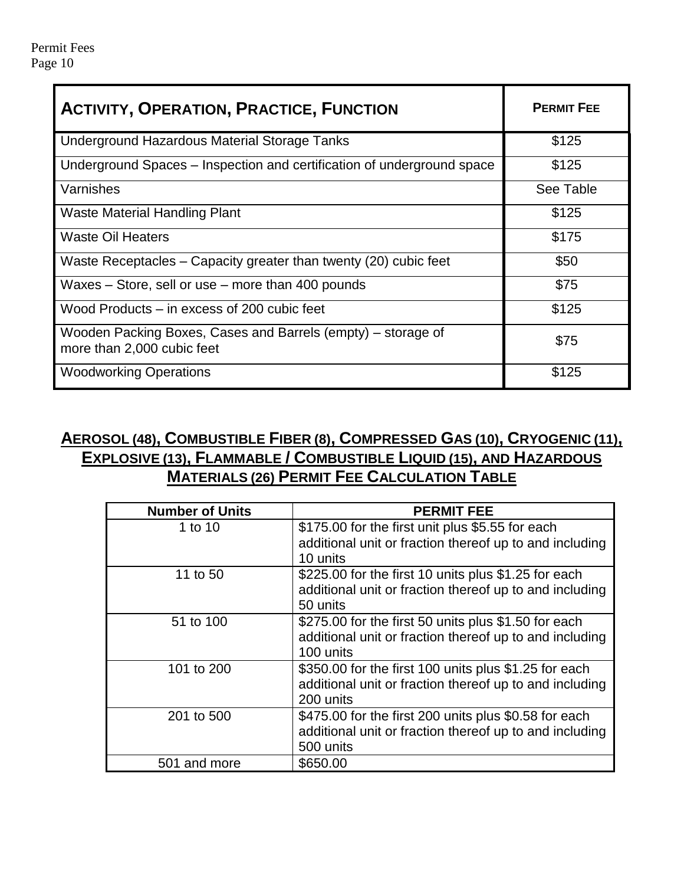| ACTIVITY, OPERATION, PRACTICE, FUNCTION | PERMIT FEE |
| --- | --- |
| Underground Hazardous Material Storage Tanks | $125 |
| Underground Spaces – Inspection and certification of underground space | $125 |
| Varnishes | See Table |
| Waste Material Handling Plant | $125 |
| Waste Oil Heaters | $175 |
| Waste Receptacles – Capacity greater than twenty (20) cubic feet | $50 |
| Waxes – Store, sell or use – more than 400 pounds | $75 |
| Wood Products – in excess of 200 cubic feet | $125 |
| Wooden Packing Boxes, Cases and Barrels (empty) – storage of more than 2,000 cubic feet | $75 |
| Woodworking Operations | $125 |

## AEROSOL (48), COMBUSTIBLE FIBER (8), COMPRESSED GAS (10), CRYOGENIC (11), EXPLOSIVE (13), FLAMMABLE / COMBUSTIBLE LIQUID (15), AND HAZARDOUS MATERIALS (26) PERMIT FEE CALCULATION TABLE

| Number of Units | PERMIT FEE |
| --- | --- |
| 1 to 10 | $175.00 for the first unit plus $5.55 for each additional unit or fraction thereof up to and including 10 units |
| 11 to 50 | $225.00 for the first 10 units plus $1.25 for each additional unit or fraction thereof up to and including 50 units |
| 51 to 100 | $275.00 for the first 50 units plus $1.50 for each additional unit or fraction thereof up to and including 100 units |
| 101 to 200 | $350.00 for the first 100 units plus $1.25 for each additional unit or fraction thereof up to and including 200 units |
| 201 to 500 | $475.00 for the first 200 units plus $0.58 for each additional unit or fraction thereof up to and including 500 units |
| 501 and more | $650.00 |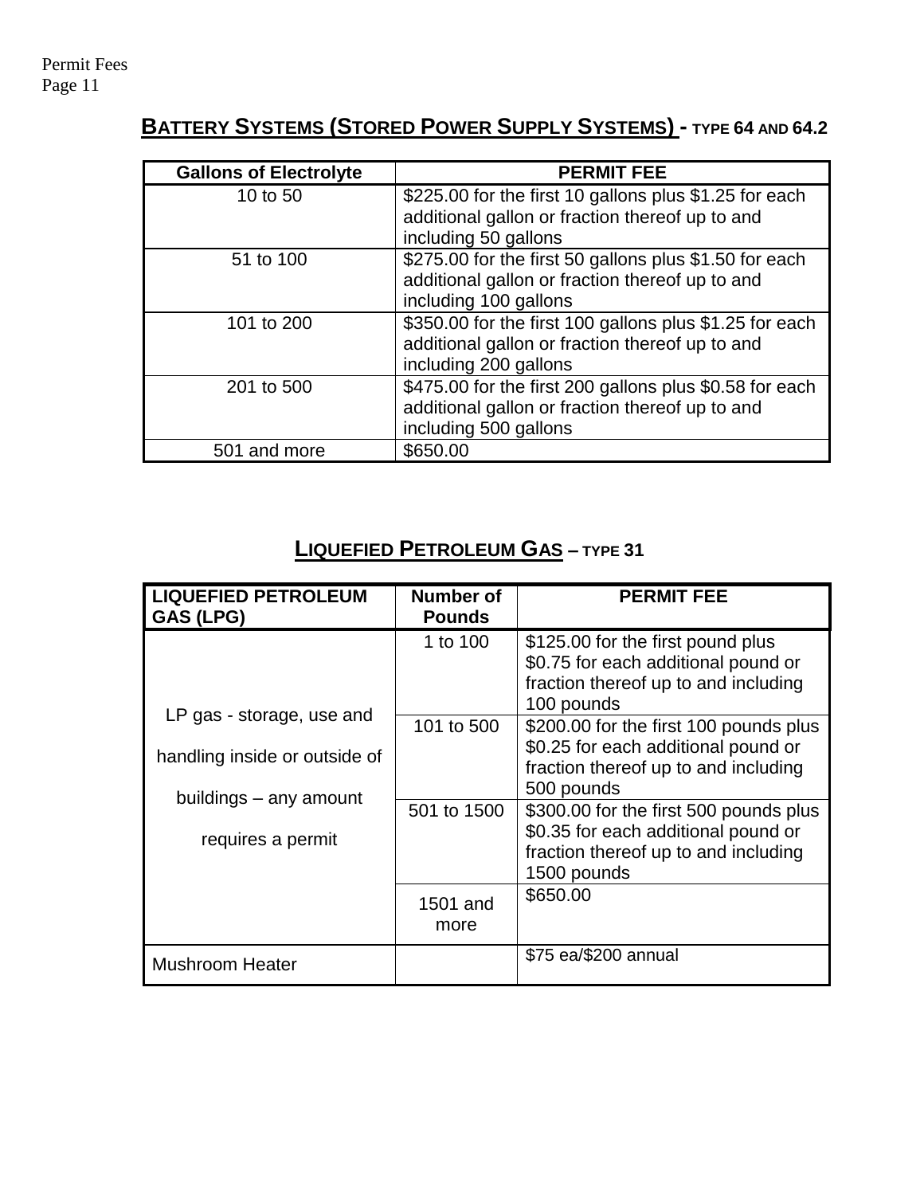## BATTERY SYSTEMS (STORED POWER SUPPLY SYSTEMS) - TYPE 64 AND 64.2

| Gallons of Electrolyte | PERMIT FEE |
|---|---|
| 10 to 50 | $225.00 for the first 10 gallons plus $1.25 for each additional gallon or fraction thereof up to and including 50 gallons |
| 51 to 100 | $275.00 for the first 50 gallons plus $1.50 for each additional gallon or fraction thereof up to and including 100 gallons |
| 101 to 200 | $350.00 for the first 100 gallons plus $1.25 for each additional gallon or fraction thereof up to and including 200 gallons |
| 201 to 500 | $475.00 for the first 200 gallons plus $0.58 for each additional gallon or fraction thereof up to and including 500 gallons |
| 501 and more | $650.00 |

## LIQUEFIED PETROLEUM GAS – TYPE 31

| LIQUEFIED PETROLEUM GAS (LPG) | Number of Pounds | PERMIT FEE |
|---|---|---|
| LP gas - storage, use and handling inside or outside of buildings – any amount requires a permit | 1 to 100 | $125.00 for the first pound plus $0.75 for each additional pound or fraction thereof up to and including 100 pounds |
| | 101 to 500 | $200.00 for the first 100 pounds plus $0.25 for each additional pound or fraction thereof up to and including 500 pounds |
| | 501 to 1500 | $300.00 for the first 500 pounds plus $0.35 for each additional pound or fraction thereof up to and including 1500 pounds |
| | 1501 and more | $650.00 |
| Mushroom Heater | | $75 ea/$200 annual |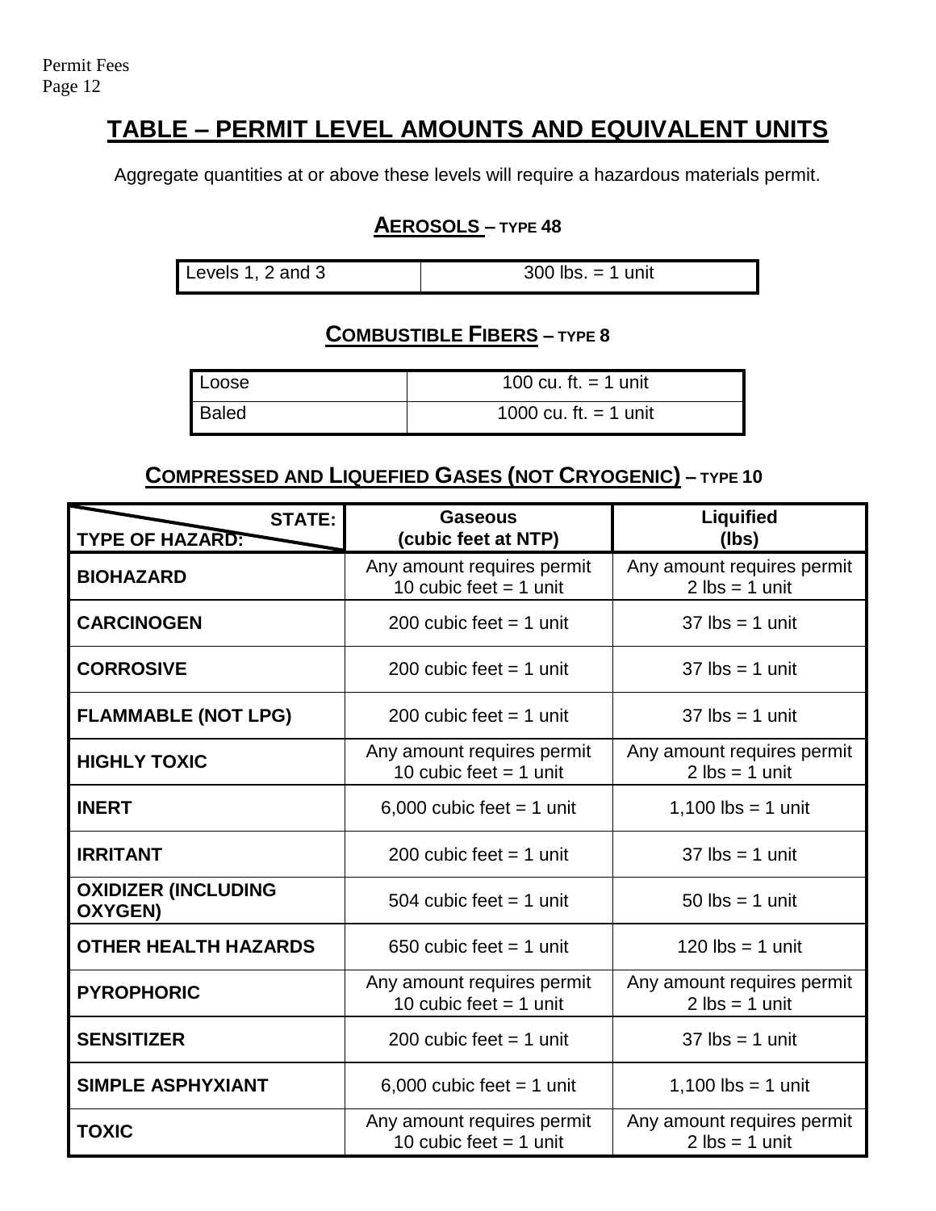# TABLE – PERMIT LEVEL AMOUNTS AND EQUIVALENT UNITS

Aggregate quantities at or above these levels will require a hazardous materials permit.

## AEROSOLS – TYPE 48

| Levels 1, 2 and 3 | 300 lbs. = 1 unit |
|---|---|

## COMBUSTIBLE FIBERS – TYPE 8

| Loose | 100 cu. ft. = 1 unit |
|---|---|
| Baled | 1000 cu. ft. = 1 unit |

## COMPRESSED AND LIQUEFIED GASES (NOT CRYOGENIC) – TYPE 10

| STATE: / TYPE OF HAZARD: | Gaseous (cubic feet at NTP) | Liquified (lbs) |
|---|---|---|
| **BIOHAZARD** | Any amount requires permit 10 cubic feet = 1 unit | Any amount requires permit 2 lbs = 1 unit |
| **CARCINOGEN** | 200 cubic feet = 1 unit | 37 lbs = 1 unit |
| **CORROSIVE** | 200 cubic feet = 1 unit | 37 lbs = 1 unit |
| **FLAMMABLE (NOT LPG)** | 200 cubic feet = 1 unit | 37 lbs = 1 unit |
| **HIGHLY TOXIC** | Any amount requires permit 10 cubic feet = 1 unit | Any amount requires permit 2 lbs = 1 unit |
| **INERT** | 6,000 cubic feet = 1 unit | 1,100 lbs = 1 unit |
| **IRRITANT** | 200 cubic feet = 1 unit | 37 lbs = 1 unit |
| **OXIDIZER (INCLUDING OXYGEN)** | 504 cubic feet = 1 unit | 50 lbs = 1 unit |
| **OTHER HEALTH HAZARDS** | 650 cubic feet = 1 unit | 120 lbs = 1 unit |
| **PYROPHORIC** | Any amount requires permit 10 cubic feet = 1 unit | Any amount requires permit 2 lbs = 1 unit |
| **SENSITIZER** | 200 cubic feet = 1 unit | 37 lbs = 1 unit |
| **SIMPLE ASPHYXIANT** | 6,000 cubic feet = 1 unit | 1,100 lbs = 1 unit |
| **TOXIC** | Any amount requires permit 10 cubic feet = 1 unit | Any amount requires permit 2 lbs = 1 unit |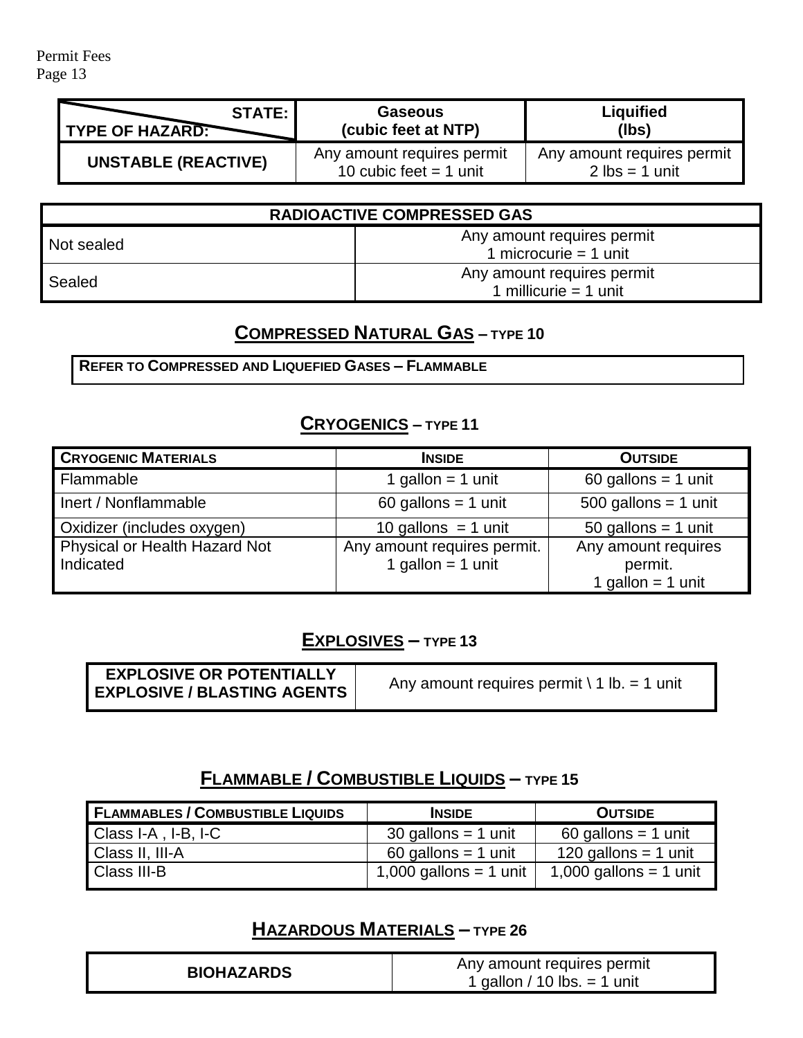| STATE: / TYPE OF HAZARD: | Gaseous (cubic feet at NTP) | Liquified (lbs) |
|---|---|---|
| **UNSTABLE (REACTIVE)** | Any amount requires permit 10 cubic feet = 1 unit | Any amount requires permit 2 lbs = 1 unit |

| RADIOACTIVE COMPRESSED GAS | |
|---|---|
| Not sealed | Any amount requires permit 1 microcurie = 1 unit |
| Sealed | Any amount requires permit 1 millicurie = 1 unit |

## COMPRESSED NATURAL GAS – TYPE 10

**REFER TO COMPRESSED AND LIQUEFIED GASES – FLAMMABLE**

## CRYOGENICS – TYPE 11

| CRYOGENIC MATERIALS | INSIDE | OUTSIDE |
|---|---|---|
| Flammable | 1 gallon = 1 unit | 60 gallons = 1 unit |
| Inert / Nonflammable | 60 gallons = 1 unit | 500 gallons = 1 unit |
| Oxidizer (includes oxygen) | 10 gallons = 1 unit | 50 gallons = 1 unit |
| Physical or Health Hazard Not Indicated | Any amount requires permit. 1 gallon = 1 unit | Any amount requires permit. 1 gallon = 1 unit |

## EXPLOSIVES – TYPE 13

| EXPLOSIVE OR POTENTIALLY EXPLOSIVE / BLASTING AGENTS | Any amount requires permit \ 1 lb. = 1 unit |
|---|---|

## FLAMMABLE / COMBUSTIBLE LIQUIDS – TYPE 15

| FLAMMABLES / COMBUSTIBLE LIQUIDS | INSIDE | OUTSIDE |
|---|---|---|
| Class I-A , I-B, I-C | 30 gallons = 1 unit | 60 gallons = 1 unit |
| Class II, III-A | 60 gallons = 1 unit | 120 gallons = 1 unit |
| Class III-B | 1,000 gallons = 1 unit | 1,000 gallons = 1 unit |

## HAZARDOUS MATERIALS – TYPE 26

| BIOHAZARDS | Any amount requires permit 1 gallon / 10 lbs. = 1 unit |
|---|---|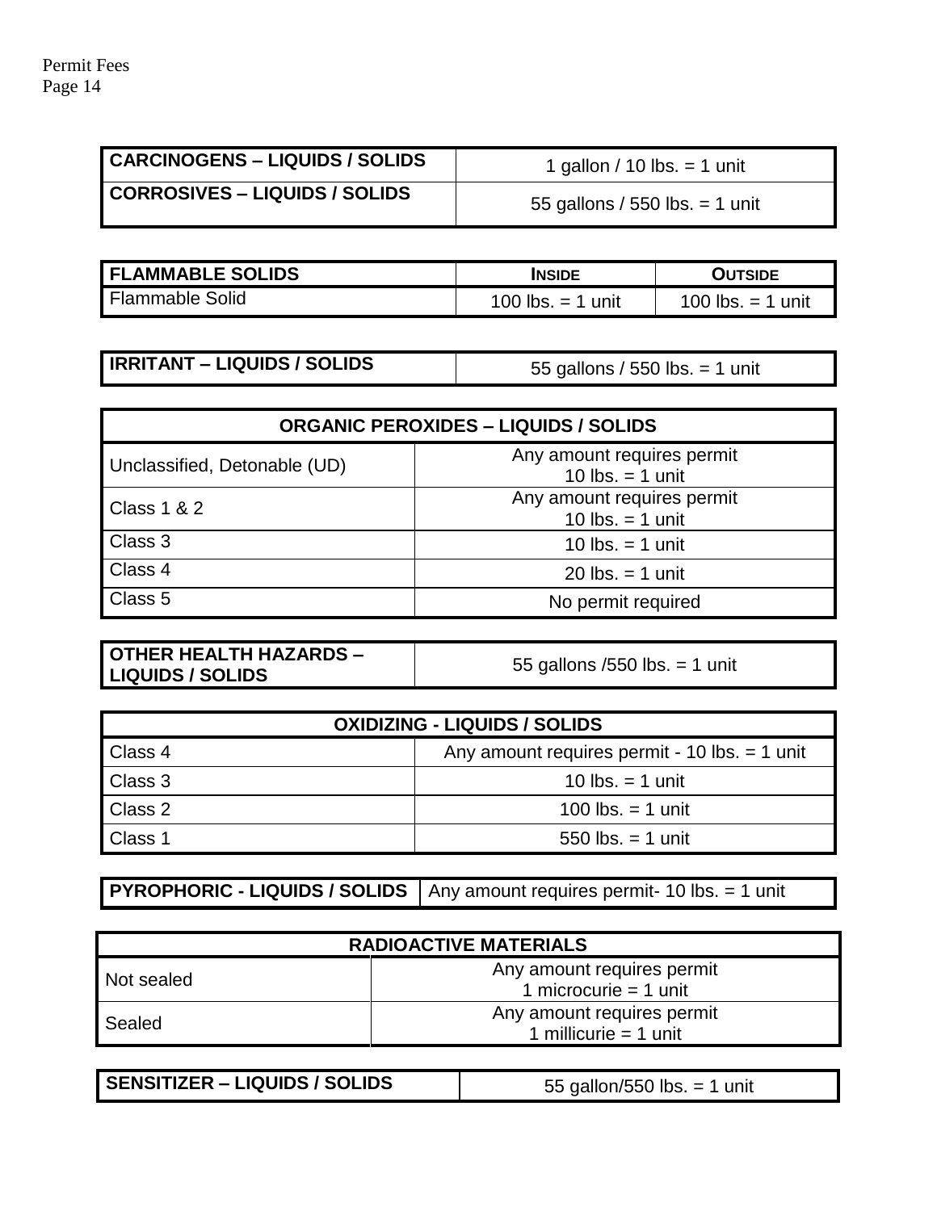| CARCINOGENS – LIQUIDS / SOLIDS | 1 gallon / 10 lbs. = 1 unit |
|---|---|
| **CORROSIVES – LIQUIDS / SOLIDS** | 55 gallons / 550 lbs. = 1 unit |

| FLAMMABLE SOLIDS | INSIDE | OUTSIDE |
|---|---|---|
| Flammable Solid | 100 lbs. = 1 unit | 100 lbs. = 1 unit |

| IRRITANT – LIQUIDS / SOLIDS | 55 gallons / 550 lbs. = 1 unit |
|---|---|

| ORGANIC PEROXIDES – LIQUIDS / SOLIDS | |
|---|---|
| Unclassified, Detonable (UD) | Any amount requires permit<br>10 lbs. = 1 unit |
| Class 1 & 2 | Any amount requires permit<br>10 lbs. = 1 unit |
| Class 3 | 10 lbs. = 1 unit |
| Class 4 | 20 lbs. = 1 unit |
| Class 5 | No permit required |

| OTHER HEALTH HAZARDS – LIQUIDS / SOLIDS | 55 gallons /550 lbs. = 1 unit |
|---|---|

| OXIDIZING - LIQUIDS / SOLIDS | |
|---|---|
| Class 4 | Any amount requires permit - 10 lbs. = 1 unit |
| Class 3 | 10 lbs. = 1 unit |
| Class 2 | 100 lbs. = 1 unit |
| Class 1 | 550 lbs. = 1 unit |

| PYROPHORIC - LIQUIDS / SOLIDS | Any amount requires permit- 10 lbs. = 1 unit |
|---|---|

| RADIOACTIVE MATERIALS | |
|---|---|
| Not sealed | Any amount requires permit<br>1 microcurie = 1 unit |
| Sealed | Any amount requires permit<br>1 millicurie = 1 unit |

| SENSITIZER – LIQUIDS / SOLIDS | 55 gallon/550 lbs. = 1 unit |
|---|---|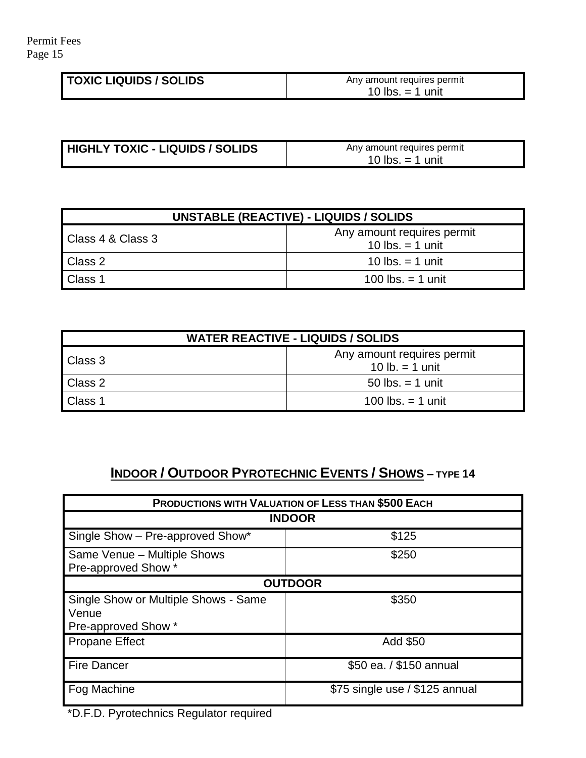| TOXIC LIQUIDS / SOLIDS | Any amount requires permit 10 lbs. = 1 unit |
|---|---|

| HIGHLY TOXIC - LIQUIDS / SOLIDS | Any amount requires permit 10 lbs. = 1 unit |
|---|---|

| UNSTABLE (REACTIVE) - LIQUIDS / SOLIDS | |
|---|---|
| Class 4 & Class 3 | Any amount requires permit 10 lbs. = 1 unit |
| Class 2 | 10 lbs. = 1 unit |
| Class 1 | 100 lbs. = 1 unit |

| WATER REACTIVE - LIQUIDS / SOLIDS | |
|---|---|
| Class 3 | Any amount requires permit 10 lb. = 1 unit |
| Class 2 | 50 lbs. = 1 unit |
| Class 1 | 100 lbs. = 1 unit |

## Indoor / Outdoor Pyrotechnic Events / Shows – Type 14

| Productions with Valuation of Less than $500 Each | |
|---|---|
| **INDOOR** | |
| Single Show – Pre-approved Show* | $125 |
| Same Venue – Multiple Shows Pre-approved Show * | $250 |
| **OUTDOOR** | |
| Single Show or Multiple Shows - Same Venue Pre-approved Show * | $350 |
| Propane Effect | Add $50 |
| Fire Dancer | $50 ea. / $150 annual |
| Fog Machine | $75 single use / $125 annual |

*D.F.D. Pyrotechnics Regulator required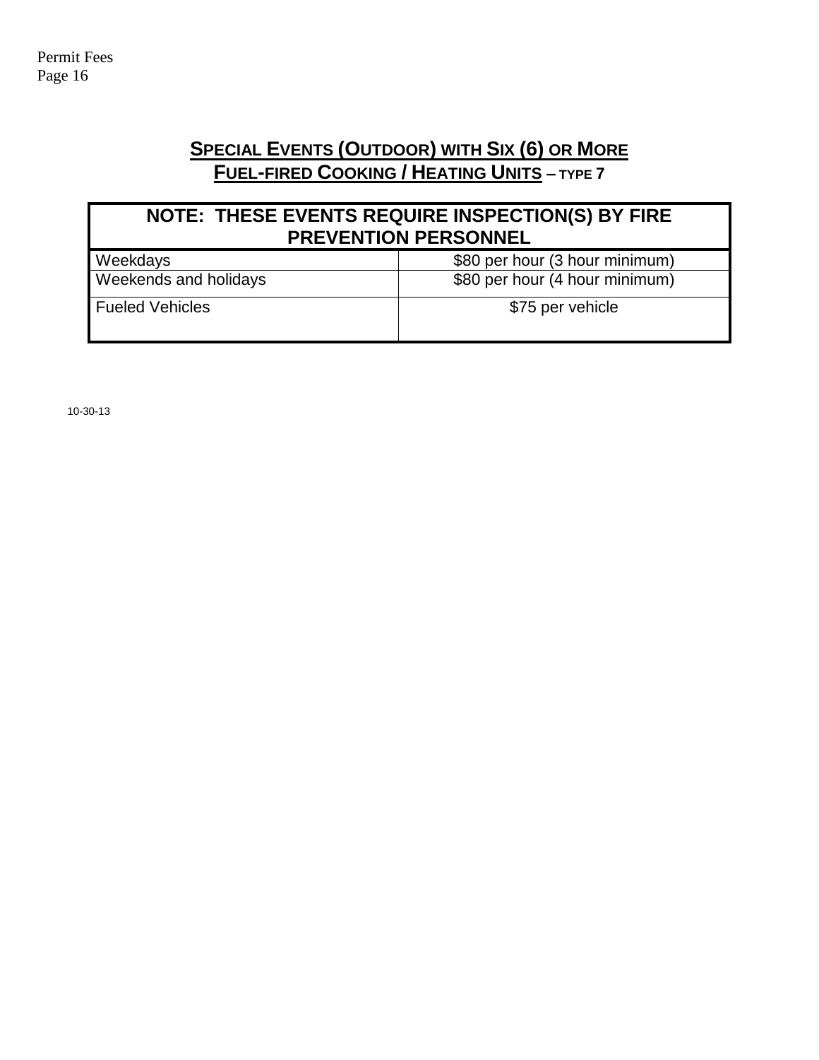## Special Events (Outdoor) with Six (6) or More Fuel-fired Cooking / Heating Units – Type 7

| NOTE: THESE EVENTS REQUIRE INSPECTION(S) BY FIRE PREVENTION PERSONNEL | |
|---|---|
| Weekdays | $80 per hour (3 hour minimum) |
| Weekends and holidays | $80 per hour (4 hour minimum) |
| Fueled Vehicles | $75 per vehicle |

10-30-13